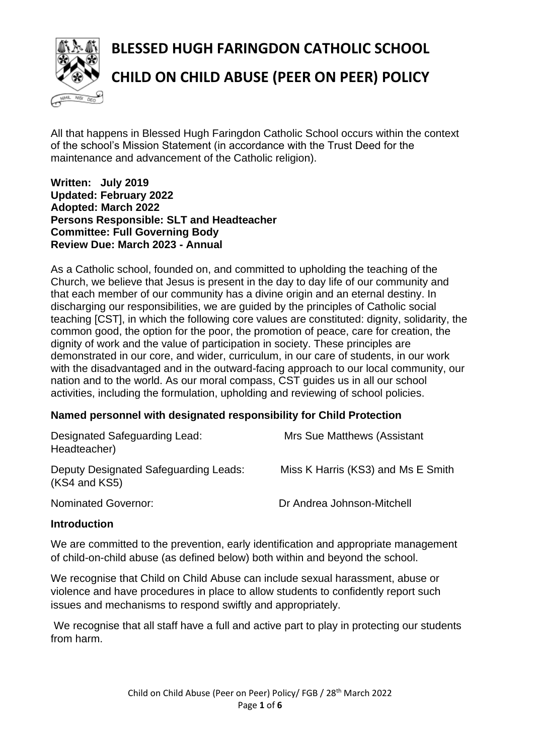# BLESSED HUGH FARINGDON CATHOLIC SCHOOL

# CHILD ON CHILD ABUSE (PEER ON PEER) POLICY

All that happens in Blessed Hugh Faringdon Catholic School occurs within the context of the school's Mission Statement (in accordance with the Trust Deed for the maintenance and advancement of the Catholic religion).

**Written: July 2019**
**Updated: February 2022**
**Adopted: March 2022**
**Persons Responsible: SLT and Headteacher**
**Committee: Full Governing Body**
**Review Due: March 2023 - Annual**

As a Catholic school, founded on, and committed to upholding the teaching of the Church, we believe that Jesus is present in the day to day life of our community and that each member of our community has a divine origin and an eternal destiny. In discharging our responsibilities, we are guided by the principles of Catholic social teaching [CST], in which the following core values are constituted: dignity, solidarity, the common good, the option for the poor, the promotion of peace, care for creation, the dignity of work and the value of participation in society. These principles are demonstrated in our core, and wider, curriculum, in our care of students, in our work with the disadvantaged and in the outward-facing approach to our local community, our nation and to the world. As our moral compass, CST guides us in all our school activities, including the formulation, upholding and reviewing of school policies.

**Named personnel with designated responsibility for Child Protection**

Designated Safeguarding Lead: Mrs Sue Matthews (Assistant Headteacher)

Deputy Designated Safeguarding Leads: Miss K Harris (KS3) and Ms E Smith (KS4 and KS5)

Nominated Governor: Dr Andrea Johnson-Mitchell

**Introduction**

We are committed to the prevention, early identification and appropriate management of child-on-child abuse (as defined below) both within and beyond the school.

We recognise that Child on Child Abuse can include sexual harassment, abuse or violence and have procedures in place to allow students to confidently report such issues and mechanisms to respond swiftly and appropriately.

We recognise that all staff have a full and active part to play in protecting our students from harm.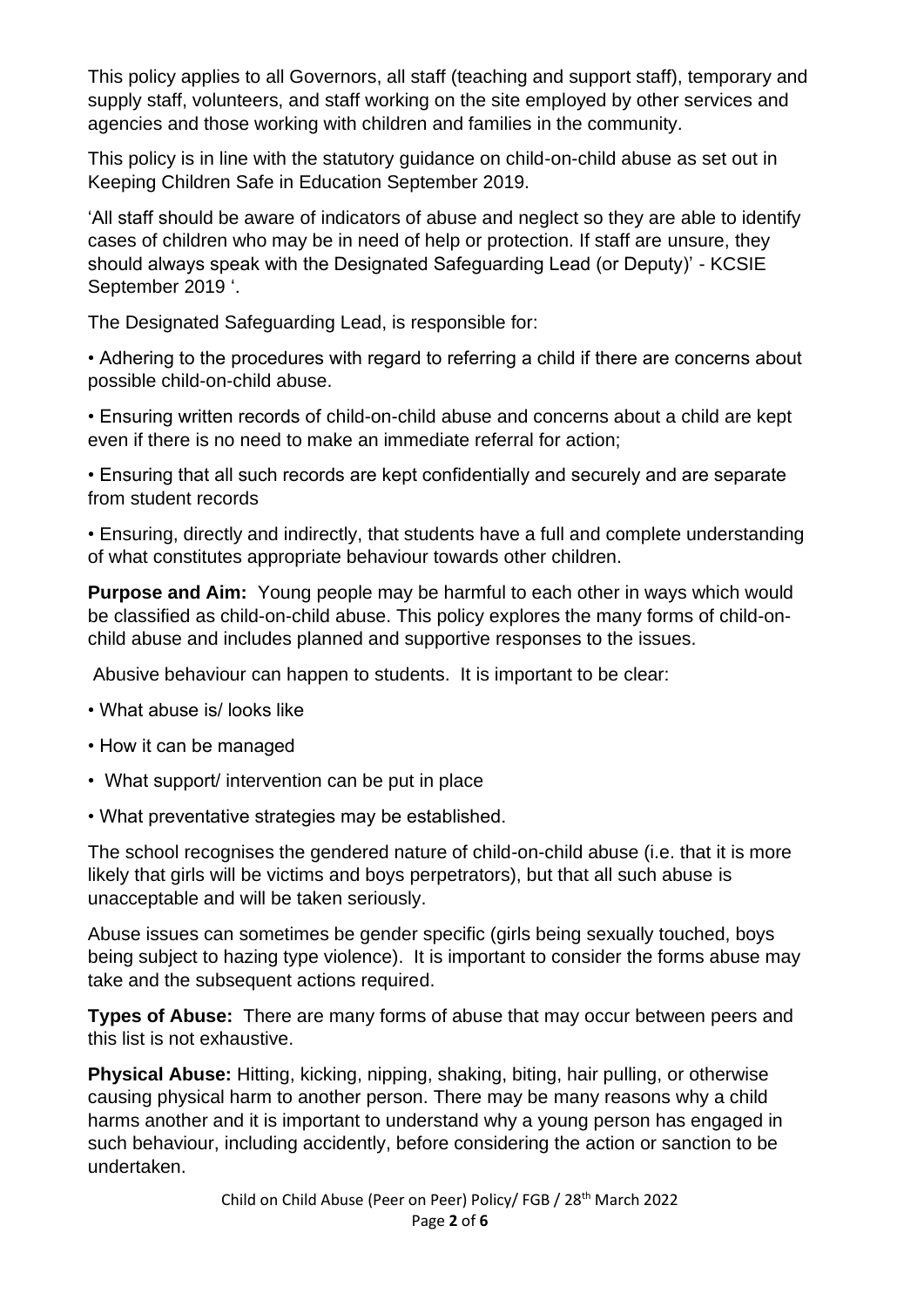This policy applies to all Governors, all staff (teaching and support staff), temporary and supply staff, volunteers, and staff working on the site employed by other services and agencies and those working with children and families in the community.

This policy is in line with the statutory guidance on child-on-child abuse as set out in Keeping Children Safe in Education September 2019.

'All staff should be aware of indicators of abuse and neglect so they are able to identify cases of children who may be in need of help or protection. If staff are unsure, they should always speak with the Designated Safeguarding Lead (or Deputy)' - KCSIE September 2019 '.

The Designated Safeguarding Lead, is responsible for:

• Adhering to the procedures with regard to referring a child if there are concerns about possible child-on-child abuse.

• Ensuring written records of child-on-child abuse and concerns about a child are kept even if there is no need to make an immediate referral for action;

• Ensuring that all such records are kept confidentially and securely and are separate from student records

• Ensuring, directly and indirectly, that students have a full and complete understanding of what constitutes appropriate behaviour towards other children.

**Purpose and Aim:** Young people may be harmful to each other in ways which would be classified as child-on-child abuse. This policy explores the many forms of child-on-child abuse and includes planned and supportive responses to the issues.

Abusive behaviour can happen to students. It is important to be clear:

• What abuse is/ looks like

• How it can be managed

• What support/ intervention can be put in place

• What preventative strategies may be established.

The school recognises the gendered nature of child-on-child abuse (i.e. that it is more likely that girls will be victims and boys perpetrators), but that all such abuse is unacceptable and will be taken seriously.

Abuse issues can sometimes be gender specific (girls being sexually touched, boys being subject to hazing type violence). It is important to consider the forms abuse may take and the subsequent actions required.

**Types of Abuse:** There are many forms of abuse that may occur between peers and this list is not exhaustive.

**Physical Abuse:** Hitting, kicking, nipping, shaking, biting, hair pulling, or otherwise causing physical harm to another person. There may be many reasons why a child harms another and it is important to understand why a young person has engaged in such behaviour, including accidently, before considering the action or sanction to be undertaken.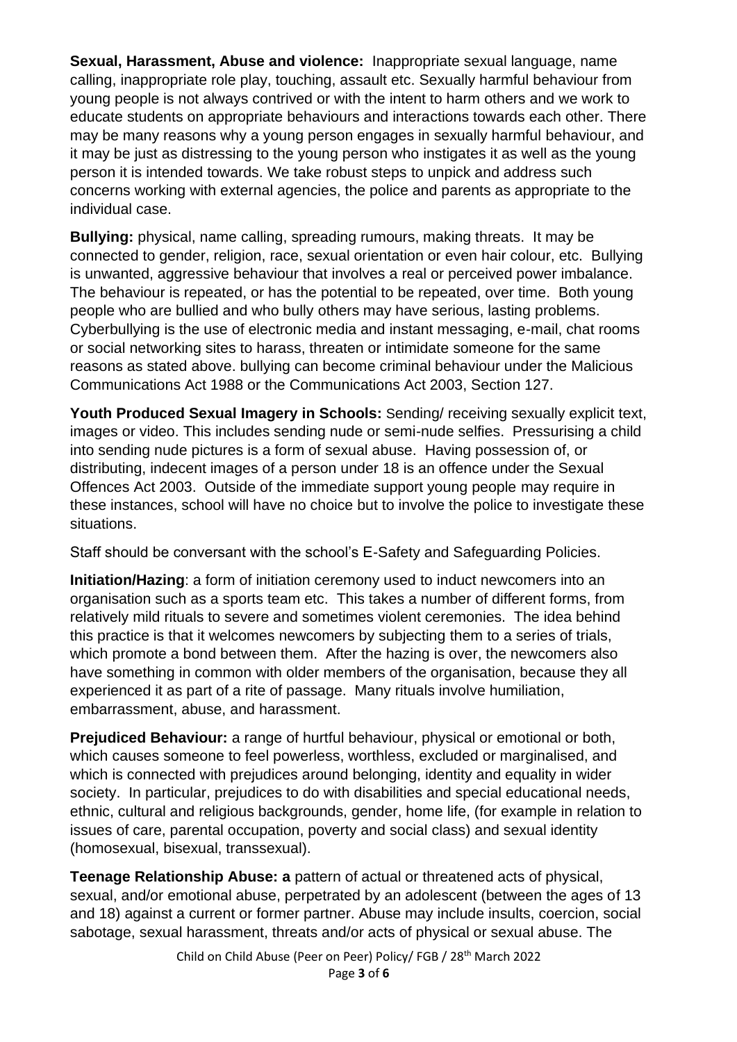**Sexual, Harassment, Abuse and violence:** Inappropriate sexual language, name calling, inappropriate role play, touching, assault etc. Sexually harmful behaviour from young people is not always contrived or with the intent to harm others and we work to educate students on appropriate behaviours and interactions towards each other. There may be many reasons why a young person engages in sexually harmful behaviour, and it may be just as distressing to the young person who instigates it as well as the young person it is intended towards. We take robust steps to unpick and address such concerns working with external agencies, the police and parents as appropriate to the individual case.

**Bullying:** physical, name calling, spreading rumours, making threats. It may be connected to gender, religion, race, sexual orientation or even hair colour, etc. Bullying is unwanted, aggressive behaviour that involves a real or perceived power imbalance. The behaviour is repeated, or has the potential to be repeated, over time. Both young people who are bullied and who bully others may have serious, lasting problems. Cyberbullying is the use of electronic media and instant messaging, e-mail, chat rooms or social networking sites to harass, threaten or intimidate someone for the same reasons as stated above. bullying can become criminal behaviour under the Malicious Communications Act 1988 or the Communications Act 2003, Section 127.

**Youth Produced Sexual Imagery in Schools:** Sending/ receiving sexually explicit text, images or video. This includes sending nude or semi-nude selfies. Pressurising a child into sending nude pictures is a form of sexual abuse. Having possession of, or distributing, indecent images of a person under 18 is an offence under the Sexual Offences Act 2003. Outside of the immediate support young people may require in these instances, school will have no choice but to involve the police to investigate these situations.

Staff should be conversant with the school's E-Safety and Safeguarding Policies.

**Initiation/Hazing**: a form of initiation ceremony used to induct newcomers into an organisation such as a sports team etc. This takes a number of different forms, from relatively mild rituals to severe and sometimes violent ceremonies. The idea behind this practice is that it welcomes newcomers by subjecting them to a series of trials, which promote a bond between them. After the hazing is over, the newcomers also have something in common with older members of the organisation, because they all experienced it as part of a rite of passage. Many rituals involve humiliation, embarrassment, abuse, and harassment.

**Prejudiced Behaviour:** a range of hurtful behaviour, physical or emotional or both, which causes someone to feel powerless, worthless, excluded or marginalised, and which is connected with prejudices around belonging, identity and equality in wider society. In particular, prejudices to do with disabilities and special educational needs, ethnic, cultural and religious backgrounds, gender, home life, (for example in relation to issues of care, parental occupation, poverty and social class) and sexual identity (homosexual, bisexual, transsexual).

**Teenage Relationship Abuse: a** pattern of actual or threatened acts of physical, sexual, and/or emotional abuse, perpetrated by an adolescent (between the ages of 13 and 18) against a current or former partner. Abuse may include insults, coercion, social sabotage, sexual harassment, threats and/or acts of physical or sexual abuse. The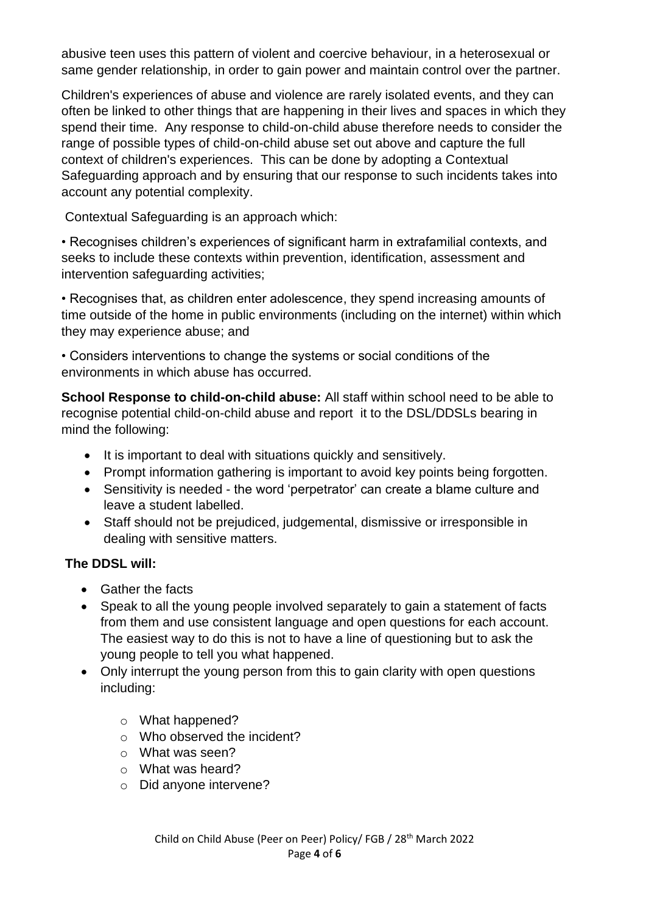abusive teen uses this pattern of violent and coercive behaviour, in a heterosexual or same gender relationship, in order to gain power and maintain control over the partner.

Children's experiences of abuse and violence are rarely isolated events, and they can often be linked to other things that are happening in their lives and spaces in which they spend their time. Any response to child-on-child abuse therefore needs to consider the range of possible types of child-on-child abuse set out above and capture the full context of children's experiences. This can be done by adopting a Contextual Safeguarding approach and by ensuring that our response to such incidents takes into account any potential complexity.

Contextual Safeguarding is an approach which:

• Recognises children's experiences of significant harm in extrafamilial contexts, and seeks to include these contexts within prevention, identification, assessment and intervention safeguarding activities;

• Recognises that, as children enter adolescence, they spend increasing amounts of time outside of the home in public environments (including on the internet) within which they may experience abuse; and

• Considers interventions to change the systems or social conditions of the environments in which abuse has occurred.

**School Response to child-on-child abuse:** All staff within school need to be able to recognise potential child-on-child abuse and report it to the DSL/DDSLs bearing in mind the following:

- It is important to deal with situations quickly and sensitively.
- Prompt information gathering is important to avoid key points being forgotten.
- Sensitivity is needed - the word 'perpetrator' can create a blame culture and leave a student labelled.
- Staff should not be prejudiced, judgemental, dismissive or irresponsible in dealing with sensitive matters.

**The DDSL will:**

- Gather the facts
- Speak to all the young people involved separately to gain a statement of facts from them and use consistent language and open questions for each account. The easiest way to do this is not to have a line of questioning but to ask the young people to tell you what happened.
- Only interrupt the young person from this to gain clarity with open questions including:
  - What happened?
  - Who observed the incident?
  - What was seen?
  - What was heard?
  - Did anyone intervene?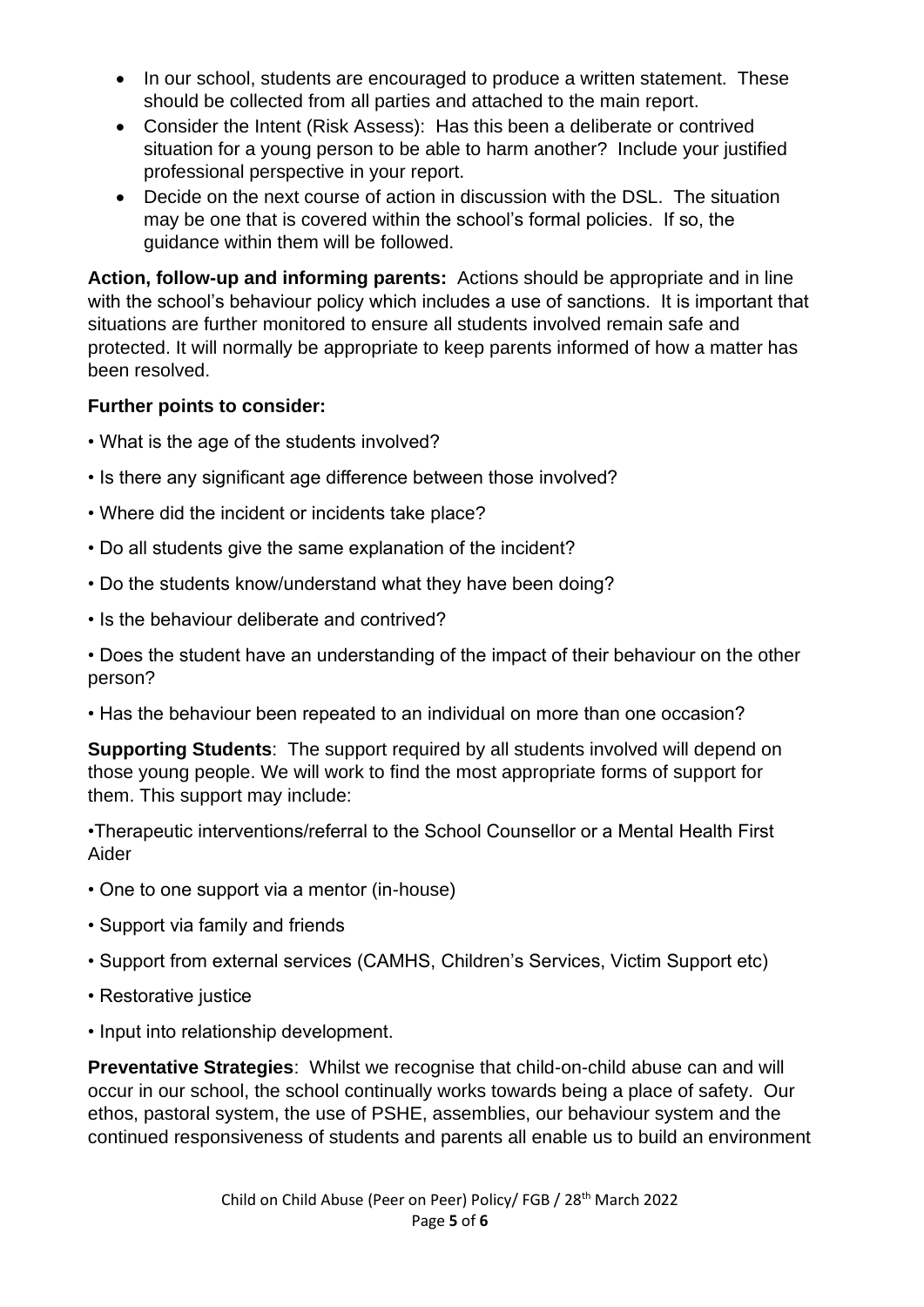- In our school, students are encouraged to produce a written statement. These should be collected from all parties and attached to the main report.
- Consider the Intent (Risk Assess): Has this been a deliberate or contrived situation for a young person to be able to harm another? Include your justified professional perspective in your report.
- Decide on the next course of action in discussion with the DSL. The situation may be one that is covered within the school's formal policies. If so, the guidance within them will be followed.

**Action, follow-up and informing parents:** Actions should be appropriate and in line with the school's behaviour policy which includes a use of sanctions. It is important that situations are further monitored to ensure all students involved remain safe and protected. It will normally be appropriate to keep parents informed of how a matter has been resolved.

**Further points to consider:**

- What is the age of the students involved?
- Is there any significant age difference between those involved?
- Where did the incident or incidents take place?
- Do all students give the same explanation of the incident?
- Do the students know/understand what they have been doing?
- Is the behaviour deliberate and contrived?
- Does the student have an understanding of the impact of their behaviour on the other person?
- Has the behaviour been repeated to an individual on more than one occasion?

**Supporting Students**: The support required by all students involved will depend on those young people. We will work to find the most appropriate forms of support for them. This support may include:

- Therapeutic interventions/referral to the School Counsellor or a Mental Health First Aider
- One to one support via a mentor (in-house)
- Support via family and friends
- Support from external services (CAMHS, Children's Services, Victim Support etc)
- Restorative justice
- Input into relationship development.

**Preventative Strategies**: Whilst we recognise that child-on-child abuse can and will occur in our school, the school continually works towards being a place of safety. Our ethos, pastoral system, the use of PSHE, assemblies, our behaviour system and the continued responsiveness of students and parents all enable us to build an environment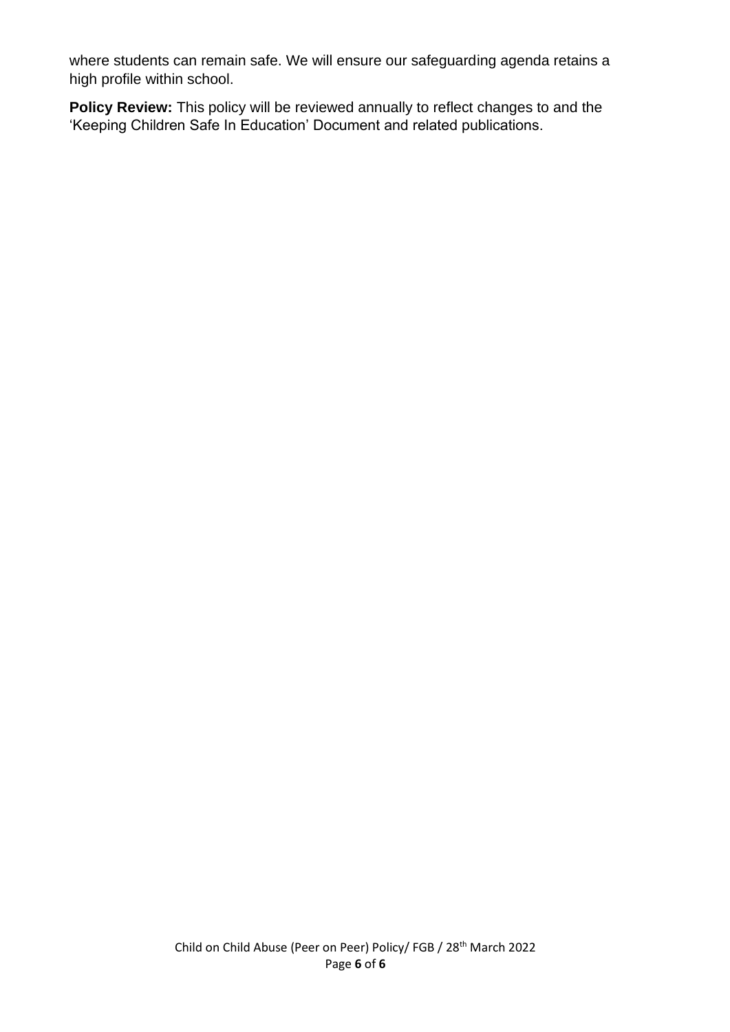where students can remain safe. We will ensure our safeguarding agenda retains a high profile within school.

**Policy Review:** This policy will be reviewed annually to reflect changes to and the 'Keeping Children Safe In Education' Document and related publications.